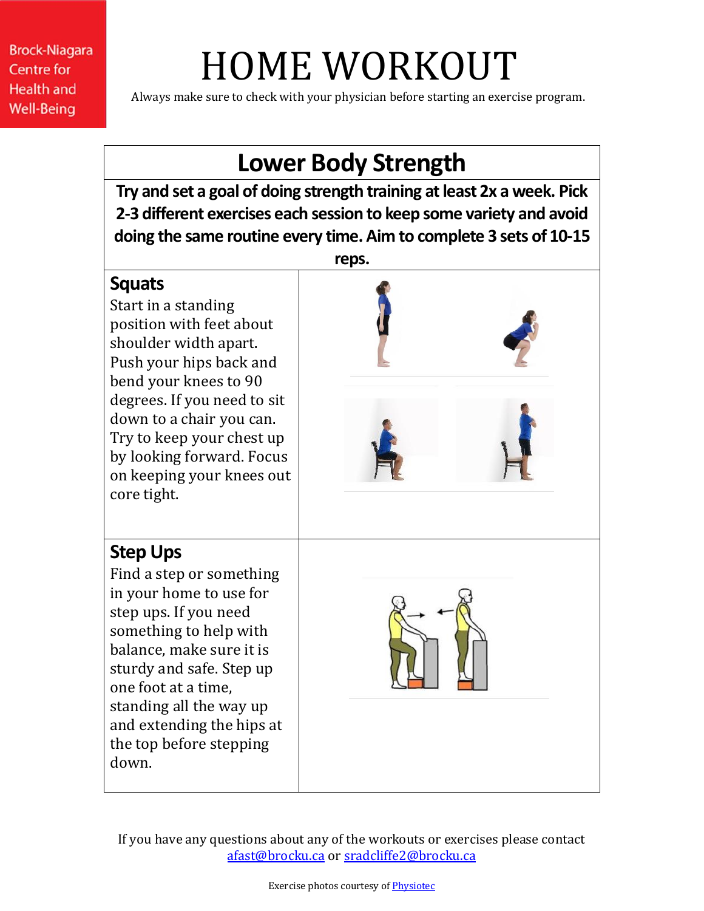Brock-Niagara Centre for Health and Well-Being

# HOME WORKOUT

Always make sure to check with your physician before starting an exercise program.

## Lower Body Strength

**Try and set a goal of doing strength training at least 2x a week. Pick 2-3 different exercises each session to keep some variety and avoid doing the same routine every time. Aim to complete 3 sets of 10-15 reps.**

### Squats

Start in a standing position with feet about shoulder width apart. Push your hips back and bend your knees to 90 degrees. If you need to sit down to a chair you can. Try to keep your chest up by looking forward. Focus on keeping your knees out core tight.

### Step Ups

Find a step or something in your home to use for step ups. If you need something to help with balance, make sure it is sturdy and safe. Step up one foot at a time, standing all the way up and extending the hips at the top before stepping down.

If you have any questions about any of the workouts or exercises please contact afast@brocku.ca or sradcliffe2@brocku.ca

Exercise photos courtesy of Physiotec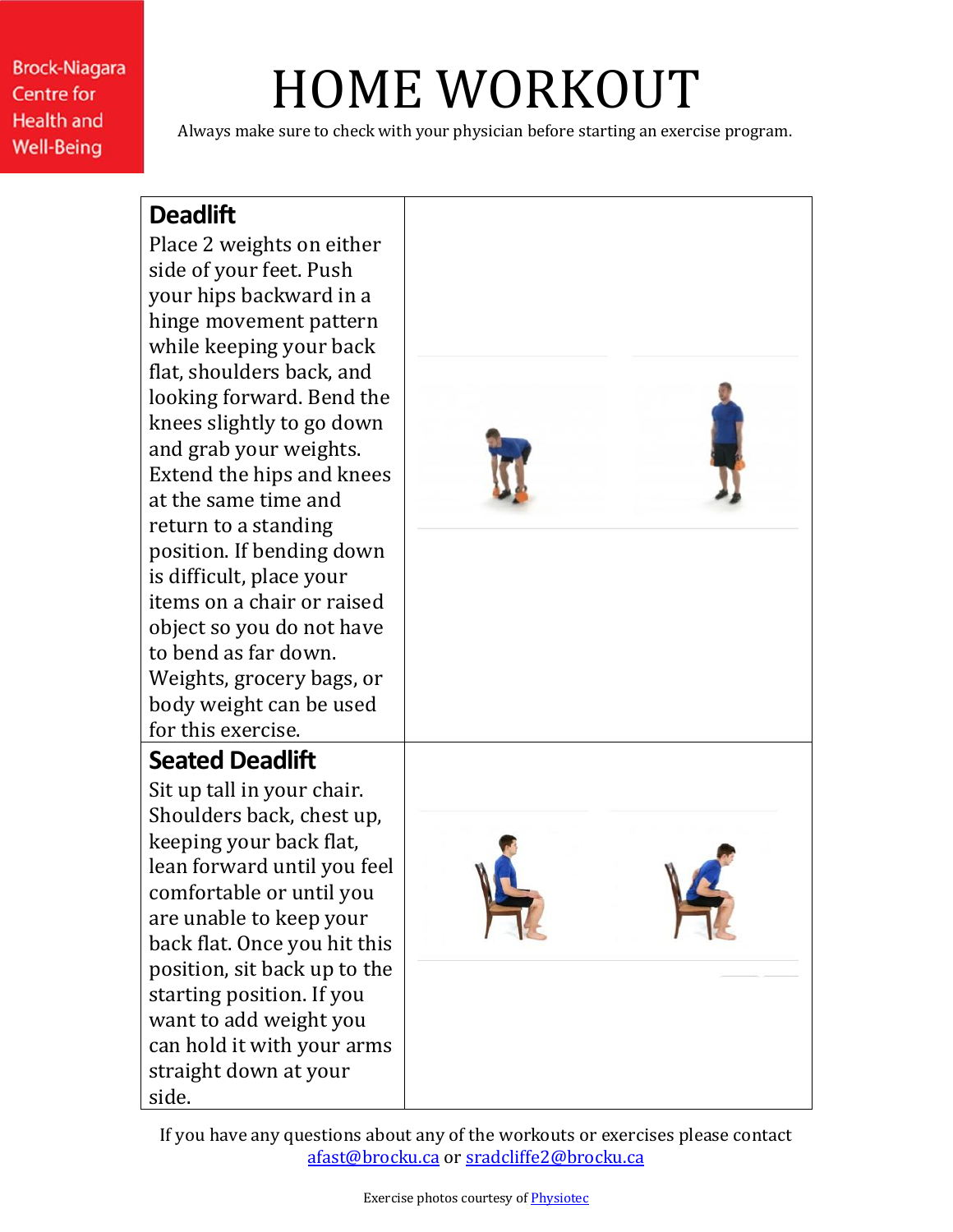# HOME WORKOUT

Always make sure to check with your physician before starting an exercise program.

## Deadlift

Place 2 weights on either side of your feet. Push your hips backward in a hinge movement pattern while keeping your back flat, shoulders back, and looking forward. Bend the knees slightly to go down and grab your weights. Extend the hips and knees at the same time and return to a standing position. If bending down is difficult, place your items on a chair or raised object so you do not have to bend as far down. Weights, grocery bags, or body weight can be used for this exercise.

## Seated Deadlift

Sit up tall in your chair. Shoulders back, chest up, keeping your back flat, lean forward until you feel comfortable or until you are unable to keep your back flat. Once you hit this position, sit back up to the starting position. If you want to add weight you can hold it with your arms straight down at your side.

If you have any questions about any of the workouts or exercises please contact afast@brocku.ca or sradcliffe2@brocku.ca

Exercise photos courtesy of Physiotec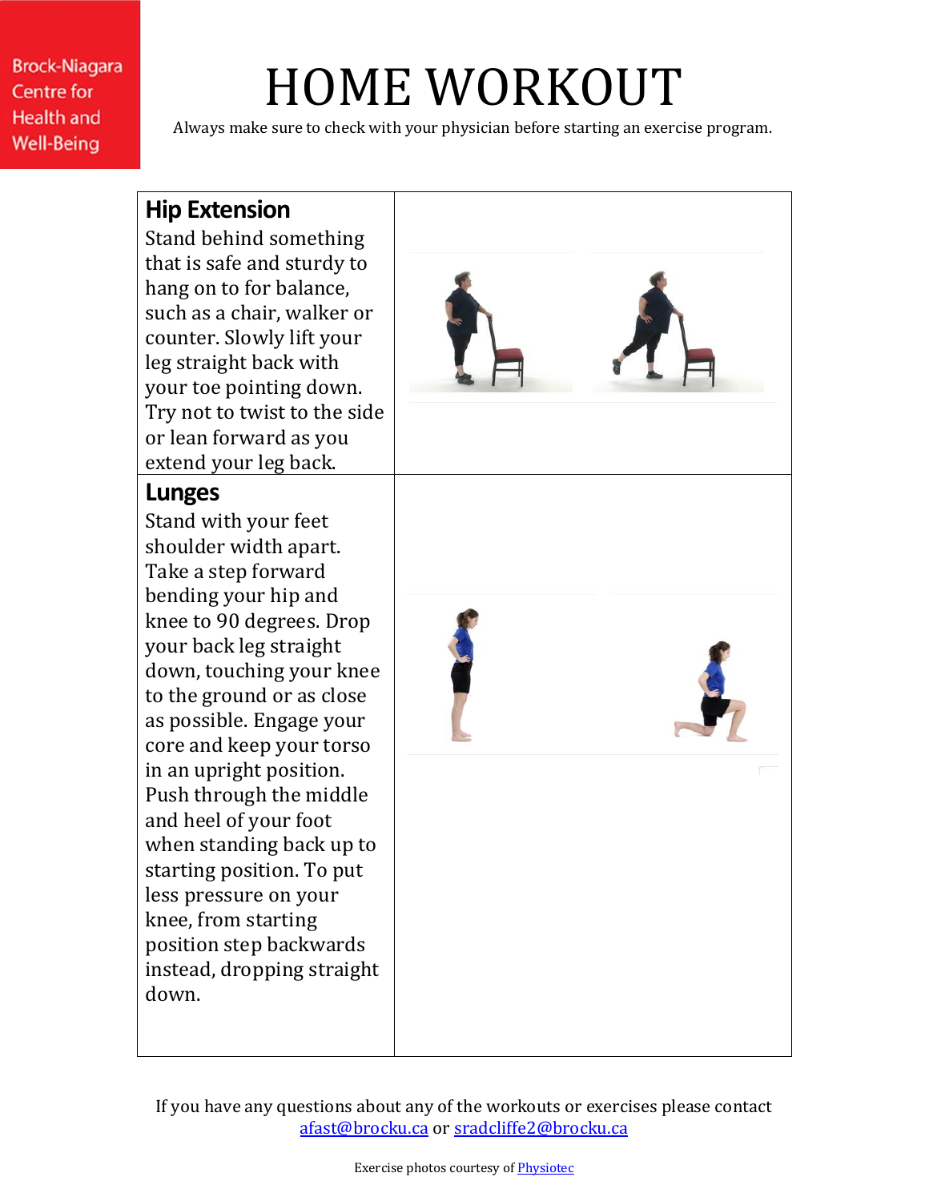Brock-Niagara Centre for Health and Well-Being

# HOME WORKOUT

Always make sure to check with your physician before starting an exercise program.

| | |
|---|---|
| **Hip Extension** Stand behind something that is safe and sturdy to hang on to for balance, such as a chair, walker or counter. Slowly lift your leg straight back with your toe pointing down. Try not to twist to the side or lean forward as you extend your leg back. | |
| **Lunges** Stand with your feet shoulder width apart. Take a step forward bending your hip and knee to 90 degrees. Drop your back leg straight down, touching your knee to the ground or as close as possible. Engage your core and keep your torso in an upright position. Push through the middle and heel of your foot when standing back up to starting position. To put less pressure on your knee, from starting position step backwards instead, dropping straight down. | |

If you have any questions about any of the workouts or exercises please contact afast@brocku.ca or sradcliffe2@brocku.ca

Exercise photos courtesy of Physiotec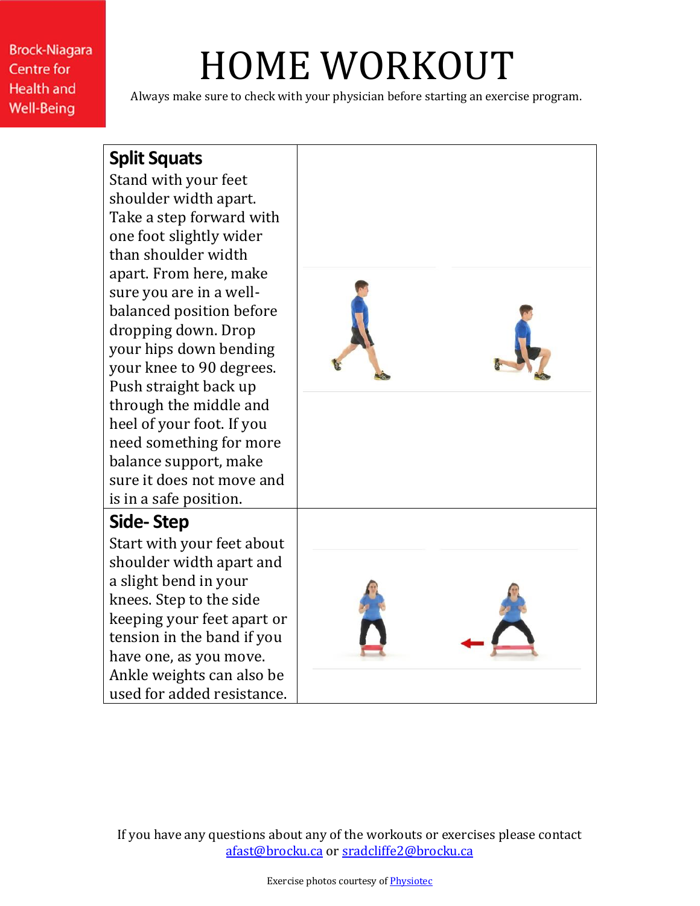Brock-Niagara Centre for Health and Well-Being

# HOME WORKOUT

Always make sure to check with your physician before starting an exercise program.

| | |
|---|---|
| **Split Squats**<br>Stand with your feet shoulder width apart. Take a step forward with one foot slightly wider than shoulder width apart. From here, make sure you are in a well-balanced position before dropping down. Drop your hips down bending your knee to 90 degrees. Push straight back up through the middle and heel of your foot. If you need something for more balance support, make sure it does not move and is in a safe position. | |
| **Side- Step**<br>Start with your feet about shoulder width apart and a slight bend in your knees. Step to the side keeping your feet apart or tension in the band if you have one, as you move. Ankle weights can also be used for added resistance. | |

If you have any questions about any of the workouts or exercises please contact afast@brocku.ca or sradcliffe2@brocku.ca

Exercise photos courtesy of Physiotec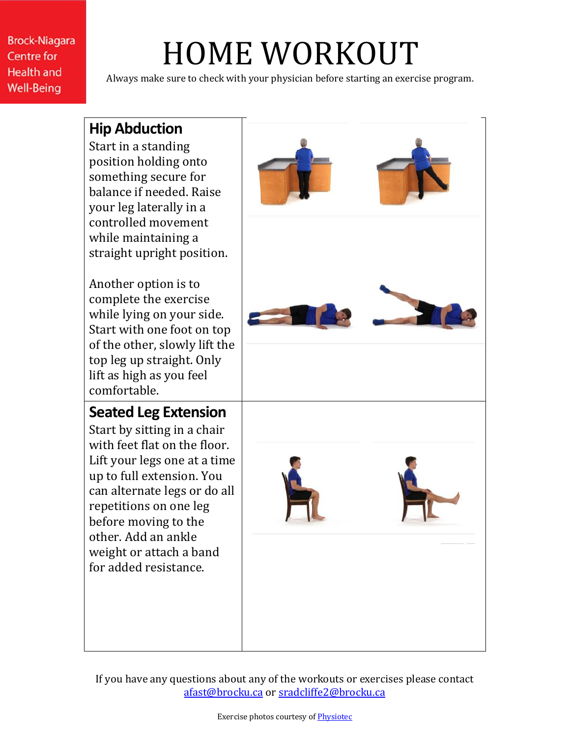Brock-Niagara Centre for Health and Well-Being

# HOME WORKOUT

Always make sure to check with your physician before starting an exercise program.

## Hip Abduction

Start in a standing position holding onto something secure for balance if needed. Raise your leg laterally in a controlled movement while maintaining a straight upright position.

Another option is to complete the exercise while lying on your side. Start with one foot on top of the other, slowly lift the top leg up straight. Only lift as high as you feel comfortable.

## Seated Leg Extension

Start by sitting in a chair with feet flat on the floor. Lift your legs one at a time up to full extension. You can alternate legs or do all repetitions on one leg before moving to the other. Add an ankle weight or attach a band for added resistance.

If you have any questions about any of the workouts or exercises please contact afast@brocku.ca or sradcliffe2@brocku.ca

Exercise photos courtesy of Physiotec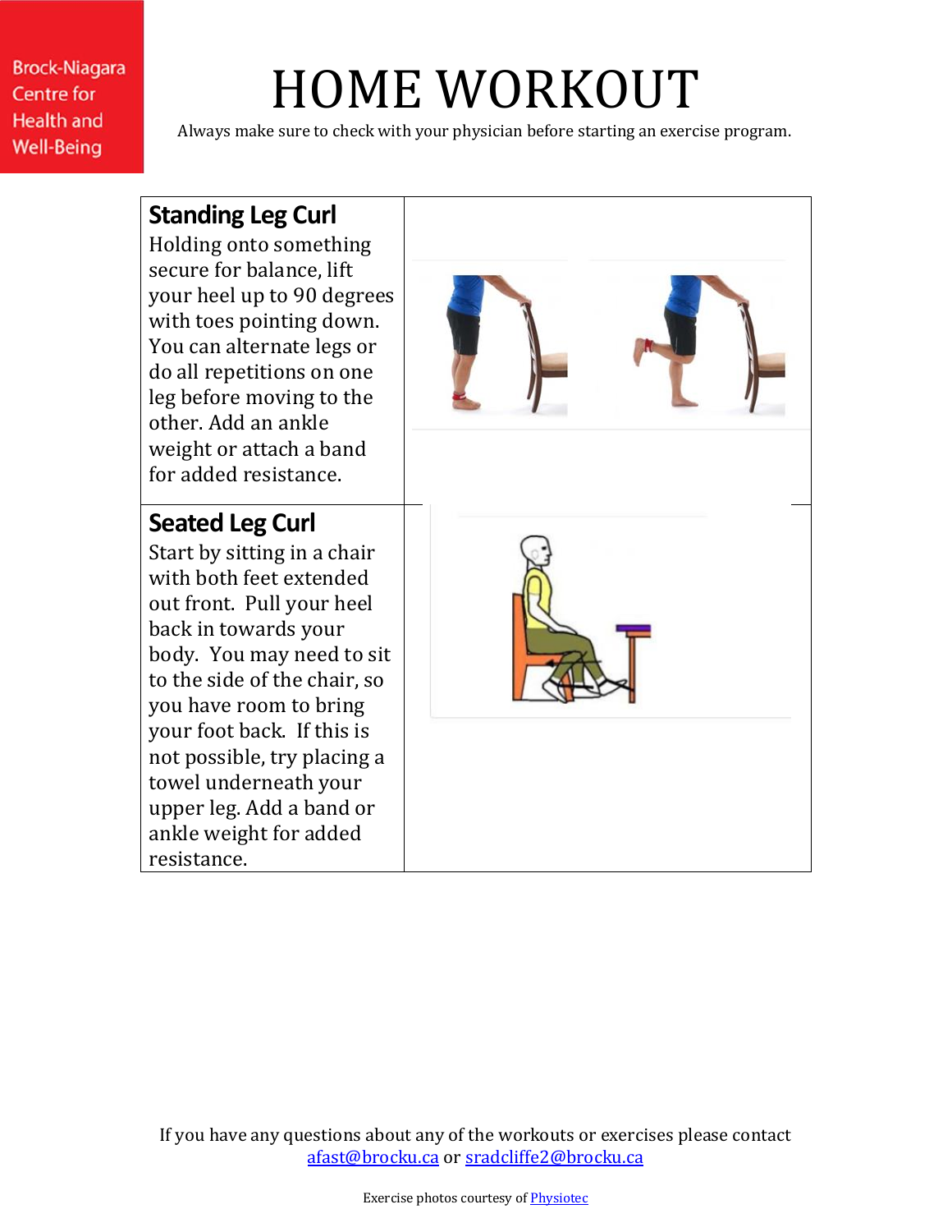Brock-Niagara Centre for Health and Well-Being

# HOME WORKOUT

Always make sure to check with your physician before starting an exercise program.

| | |
|---|---|
| **Standing Leg Curl**<br>Holding onto something secure for balance, lift your heel up to 90 degrees with toes pointing down. You can alternate legs or do all repetitions on one leg before moving to the other. Add an ankle weight or attach a band for added resistance. | |
| **Seated Leg Curl**<br>Start by sitting in a chair with both feet extended out front. Pull your heel back in towards your body. You may need to sit to the side of the chair, so you have room to bring your foot back. If this is not possible, try placing a towel underneath your upper leg. Add a band or ankle weight for added resistance. | |

If you have any questions about any of the workouts or exercises please contact afast@brocku.ca or sradcliffe2@brocku.ca

Exercise photos courtesy of Physiotec